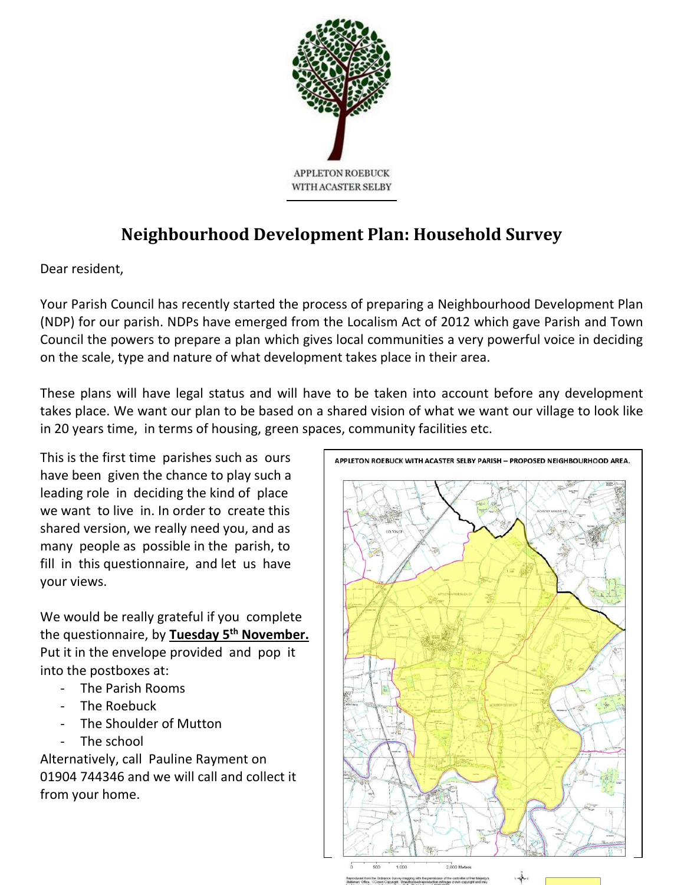APPLETON ROEBUCK WITH ACASTER SELBY

# Neighbourhood Development Plan: Household Survey

Dear resident,

Your Parish Council has recently started the process of preparing a Neighbourhood Development Plan (NDP) for our parish. NDPs have emerged from the Localism Act of 2012 which gave Parish and Town Council the powers to prepare a plan which gives local communities a very powerful voice in deciding on the scale, type and nature of what development takes place in their area.

These plans will have legal status and will have to be taken into account before any development takes place. We want our plan to be based on a shared vision of what we want our village to look like in 20 years time, in terms of housing, green spaces, community facilities etc.

This is the first time parishes such as ours have been given the chance to play such a leading role in deciding the kind of place we want to live in. In order to create this shared version, we really need you, and as many people as possible in the parish, to fill in this questionnaire, and let us have your views.

We would be really grateful if you complete the questionnaire, by **Tuesday 5th November.** Put it in the envelope provided and pop it into the postboxes at:

- The Parish Rooms
- The Roebuck
- The Shoulder of Mutton
- The school

Alternatively, call Pauline Rayment on 01904 744346 and we will call and collect it from your home.

APPLETON ROEBUCK WITH ACASTER SELBY PARISH – PROPOSED NEIGHBOURHOOD AREA.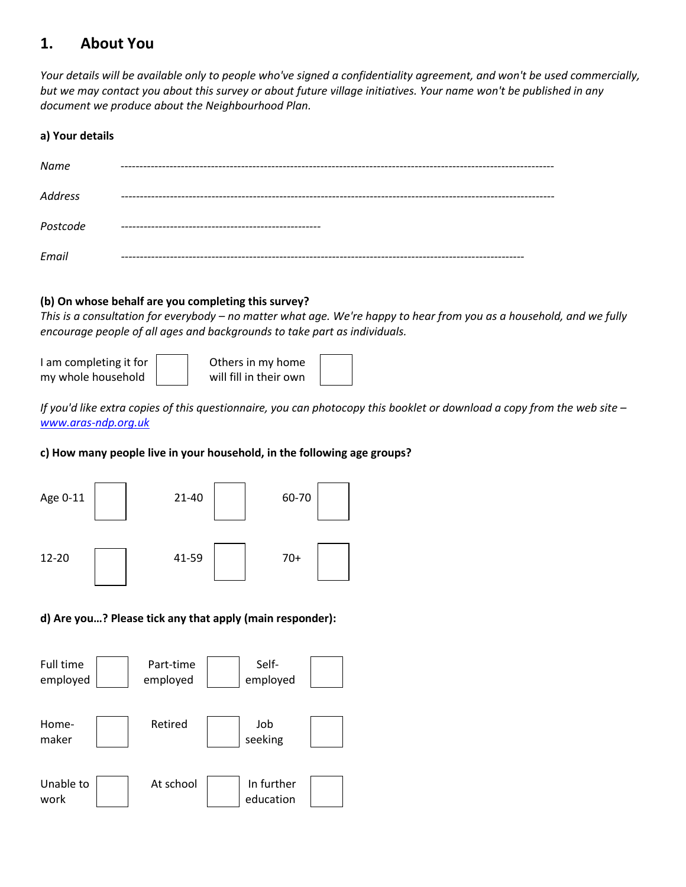## 1. About You

*Your details will be available only to people who've signed a confidentiality agreement, and won't be used commercially, but we may contact you about this survey or about future village initiatives. Your name won't be published in any document we produce about the Neighbourhood Plan.*

**a) Your details**

*Name* ------------------------------------------------------------------------------------------------------------

*Address* ------------------------------------------------------------------------------------------------------------

*Postcode* -----------------------------------------------------

*Email* -----------------------------------------------------------------------------------------------------

**(b) On whose behalf are you completing this survey?**
*This is a consultation for everybody – no matter what age. We're happy to hear from you as a household, and we fully encourage people of all ages and backgrounds to take part as individuals.*

| | | | |
|---|---|---|---|
| I am completing it for my whole household | ☐ | Others in my home will fill in their own | ☐ |

*If you'd like extra copies of this questionnaire, you can photocopy this booklet or download a copy from the web site – [www.aras-ndp.org.uk](www.aras-ndp.org.uk)*

**c) How many people live in your household, in the following age groups?**

| | | | | | |
|---|---|---|---|---|---|
| Age 0-11 | ☐ | 21-40 | ☐ | 60-70 | ☐ |
| 12-20 | ☐ | 41-59 | ☐ | 70+ | ☐ |

**d) Are you…? Please tick any that apply (main responder):**

| | | | | | |
|---|---|---|---|---|---|
| Full time employed | ☐ | Part-time employed | ☐ | Self-employed | ☐ |
| Home-maker | ☐ | Retired | ☐ | Job seeking | ☐ |
| Unable to work | ☐ | At school | ☐ | In further education | ☐ |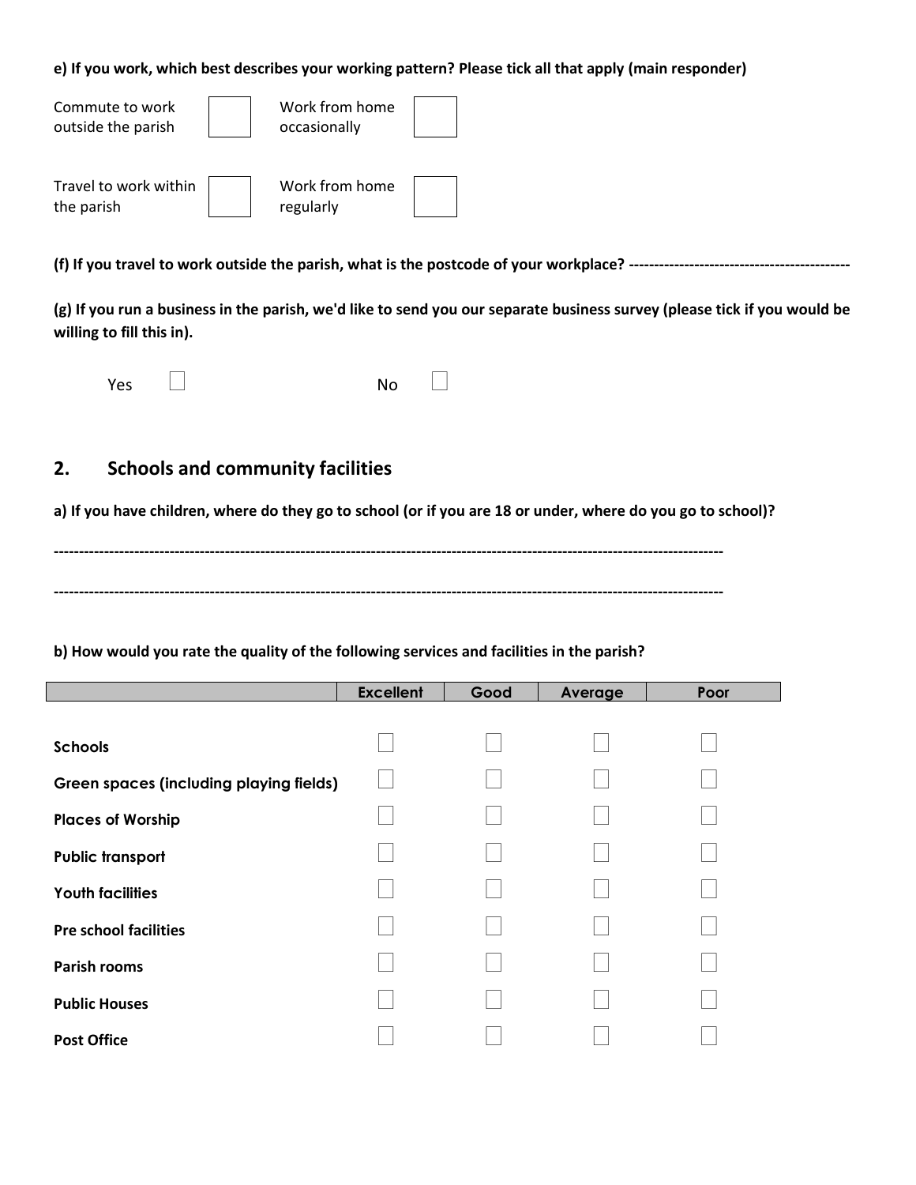**e) If you work, which best describes your working pattern? Please tick all that apply (main responder)**

| | | | |
|---|---|---|---|
| Commute to work outside the parish | ☐ | Work from home occasionally | ☐ |
| Travel to work within the parish | ☐ | Work from home regularly | ☐ |

**(f) If you travel to work outside the parish, what is the postcode of your workplace? --------------------------------------------**

**(g) If you run a business in the parish, we'd like to send you our separate business survey (please tick if you would be willing to fill this in).**

Yes ☐ No ☐

## 2. Schools and community facilities

**a) If you have children, where do they go to school (or if you are 18 or under, where do you go to school)?**

-----------------------------------------------------------------------------------------------------------------------------------

-----------------------------------------------------------------------------------------------------------------------------------

**b) How would you rate the quality of the following services and facilities in the parish?**

| | Excellent | Good | Average | Poor |
|---|---|---|---|---|
| **Schools** | ☐ | ☐ | ☐ | ☐ |
| **Green spaces (including playing fields)** | ☐ | ☐ | ☐ | ☐ |
| **Places of Worship** | ☐ | ☐ | ☐ | ☐ |
| **Public transport** | ☐ | ☐ | ☐ | ☐ |
| **Youth facilities** | ☐ | ☐ | ☐ | ☐ |
| **Pre school facilities** | ☐ | ☐ | ☐ | ☐ |
| **Parish rooms** | ☐ | ☐ | ☐ | ☐ |
| **Public Houses** | ☐ | ☐ | ☐ | ☐ |
| **Post Office** | ☐ | ☐ | ☐ | ☐ |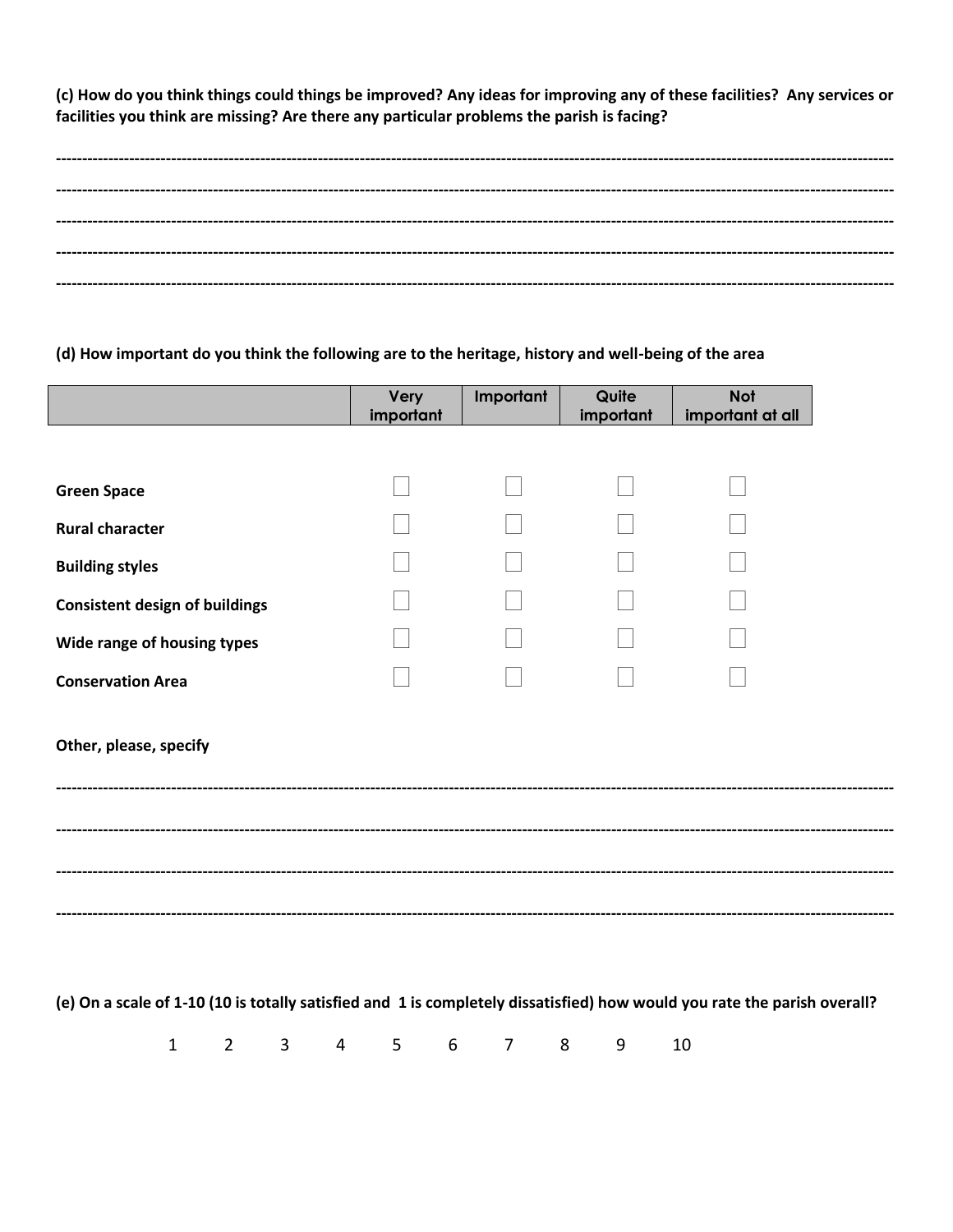**(c) How do you think things could things be improved? Any ideas for improving any of these facilities? Any services or facilities you think are missing? Are there any particular problems the parish is facing?**

-------------------------------------------------------------------------------------------------------------------------------------------------------

-------------------------------------------------------------------------------------------------------------------------------------------------------

-------------------------------------------------------------------------------------------------------------------------------------------------------

-------------------------------------------------------------------------------------------------------------------------------------------------------

-------------------------------------------------------------------------------------------------------------------------------------------------------

**(d) How important do you think the following are to the heritage, history and well-being of the area**

| | Very important | Important | Quite important | Not important at all |
|---|---|---|---|---|
| **Green Space** | ☐ | ☐ | ☐ | ☐ |
| **Rural character** | ☐ | ☐ | ☐ | ☐ |
| **Building styles** | ☐ | ☐ | ☐ | ☐ |
| **Consistent design of buildings** | ☐ | ☐ | ☐ | ☐ |
| **Wide range of housing types** | ☐ | ☐ | ☐ | ☐ |
| **Conservation Area** | ☐ | ☐ | ☐ | ☐ |

**Other, please, specify**

-------------------------------------------------------------------------------------------------------------------------------------------------------

-------------------------------------------------------------------------------------------------------------------------------------------------------

-------------------------------------------------------------------------------------------------------------------------------------------------------

-------------------------------------------------------------------------------------------------------------------------------------------------------

**(e) On a scale of 1-10 (10 is totally satisfied and 1 is completely dissatisfied) how would you rate the parish overall?**

1 2 3 4 5 6 7 8 9 10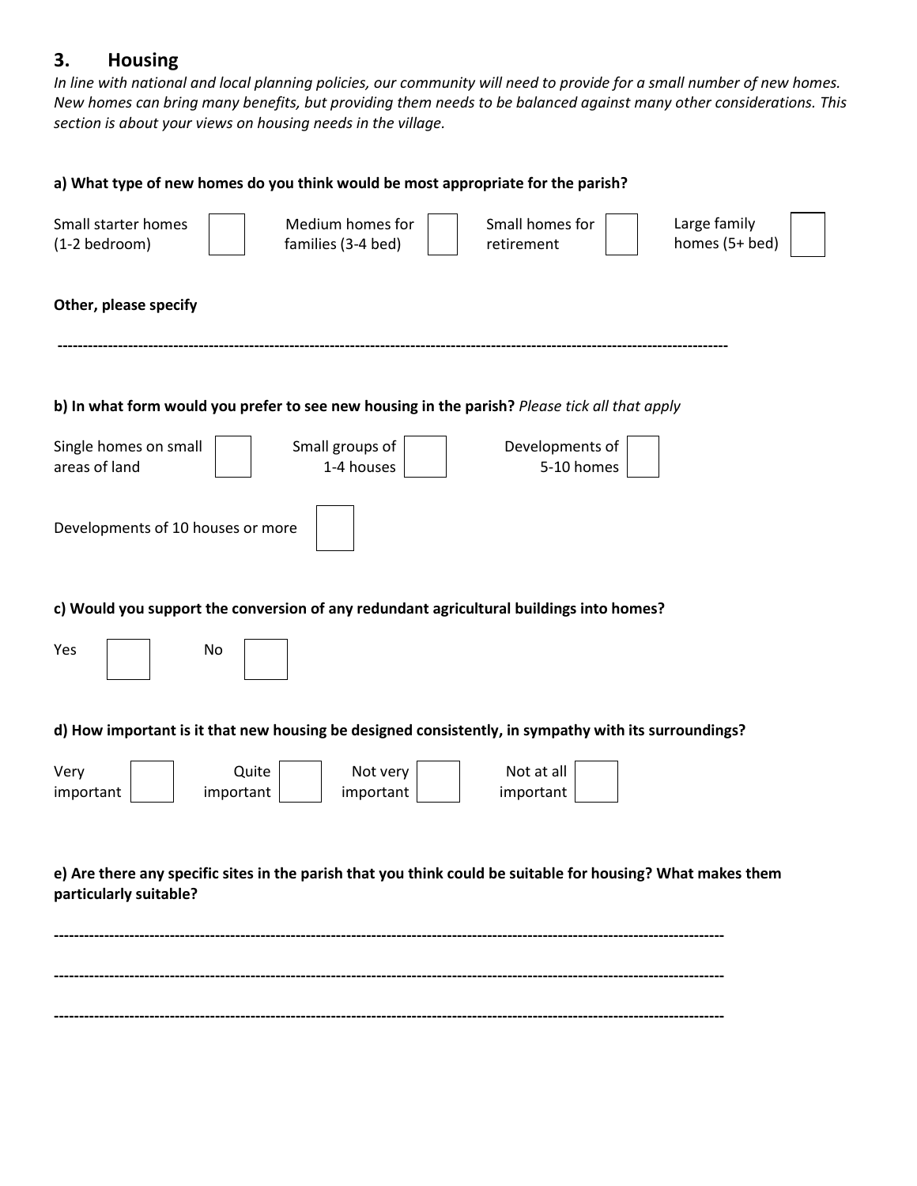## 3. Housing

*In line with national and local planning policies, our community will need to provide for a small number of new homes. New homes can bring many benefits, but providing them needs to be balanced against many other considerations. This section is about your views on housing needs in the village.*

**a) What type of new homes do you think would be most appropriate for the parish?**

Small starter homes (1-2 bedroom) ☐ Medium homes for families (3-4 bed) ☐ Small homes for retirement ☐ Large family homes (5+ bed) ☐

**Other, please specify**

-----------------------------------------------------------------------------------------------------------------------------------

**b) In what form would you prefer to see new housing in the parish?** *Please tick all that apply*

Single homes on small areas of land ☐ Small groups of 1-4 houses ☐ Developments of 5-10 homes ☐

Developments of 10 houses or more ☐

**c) Would you support the conversion of any redundant agricultural buildings into homes?**

Yes ☐ No ☐

**d) How important is it that new housing be designed consistently, in sympathy with its surroundings?**

Very important ☐ Quite important ☐ Not very important ☐ Not at all important ☐

**e) Are there any specific sites in the parish that you think could be suitable for housing? What makes them particularly suitable?**

-----------------------------------------------------------------------------------------------------------------------------------

-----------------------------------------------------------------------------------------------------------------------------------

-----------------------------------------------------------------------------------------------------------------------------------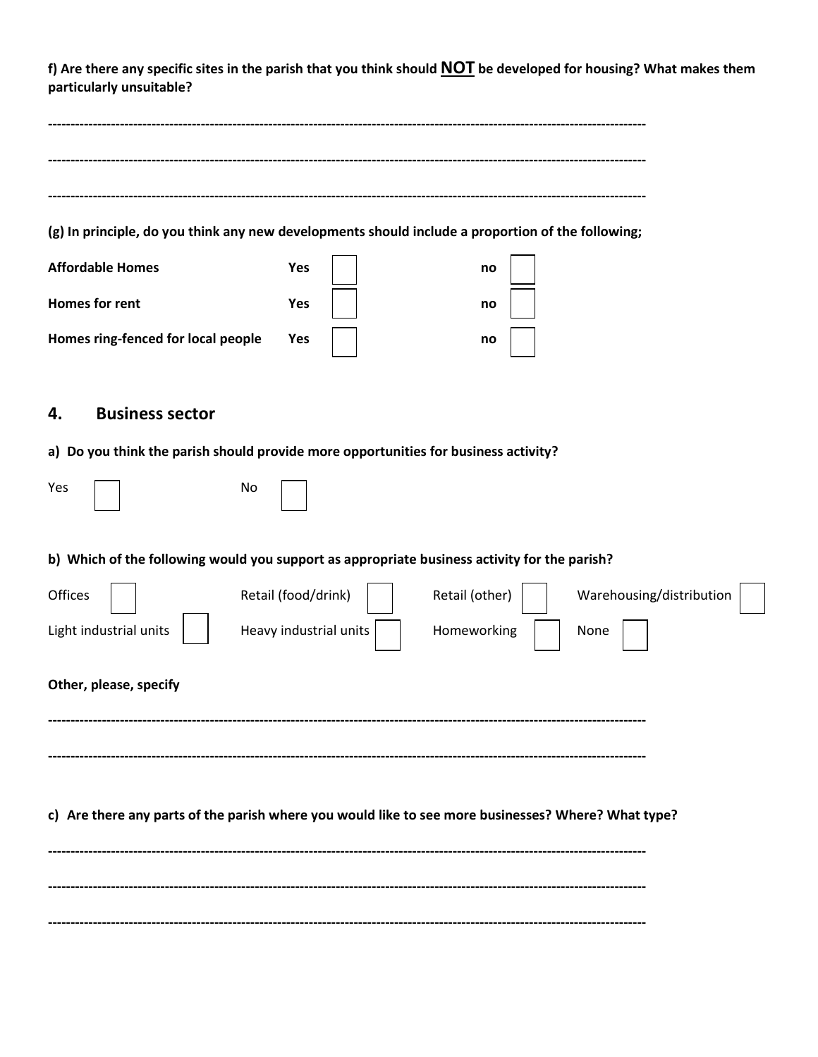**f) Are there any specific sites in the parish that you think should <u>NOT</u> be developed for housing? What makes them particularly unsuitable?**

--------------------------------------------------------------------------------------------------------------------------------

--------------------------------------------------------------------------------------------------------------------------------

--------------------------------------------------------------------------------------------------------------------------------

**(g) In principle, do you think any new developments should include a proportion of the following;**

| | | | | |
|---|---|---|---|---|
| **Affordable Homes** | **Yes** | ☐ | **no** | ☐ |
| **Homes for rent** | **Yes** | ☐ | **no** | ☐ |
| **Homes ring-fenced for local people** | **Yes** | ☐ | **no** | ☐ |

## 4. Business sector

**a) Do you think the parish should provide more opportunities for business activity?**

Yes ☐ No ☐

**b) Which of the following would you support as appropriate business activity for the parish?**

| | | | |
|---|---|---|---|
| Offices ☐ | Retail (food/drink) ☐ | Retail (other) ☐ | Warehousing/distribution ☐ |
| Light industrial units ☐ | Heavy industrial units ☐ | Homeworking ☐ | None ☐ |

**Other, please, specify**

--------------------------------------------------------------------------------------------------------------------------------

--------------------------------------------------------------------------------------------------------------------------------

**c) Are there any parts of the parish where you would like to see more businesses? Where? What type?**

--------------------------------------------------------------------------------------------------------------------------------

--------------------------------------------------------------------------------------------------------------------------------

--------------------------------------------------------------------------------------------------------------------------------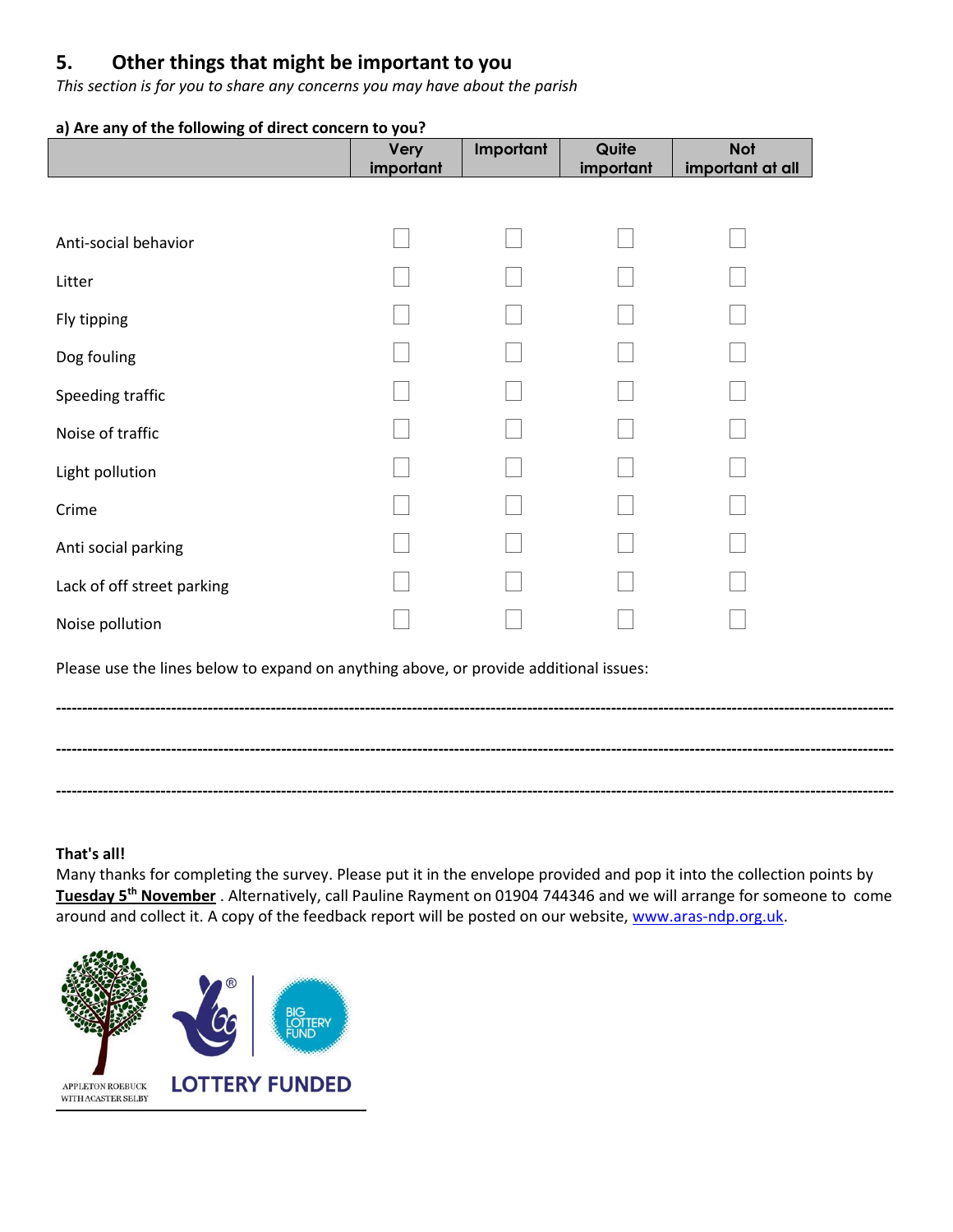## 5. Other things that might be important to you

*This section is for you to share any concerns you may have about the parish*

**a) Are any of the following of direct concern to you?**

| | Very important | Important | Quite important | Not important at all |
|---|---|---|---|---|
| Anti-social behavior | ☐ | ☐ | ☐ | ☐ |
| Litter | ☐ | ☐ | ☐ | ☐ |
| Fly tipping | ☐ | ☐ | ☐ | ☐ |
| Dog fouling | ☐ | ☐ | ☐ | ☐ |
| Speeding traffic | ☐ | ☐ | ☐ | ☐ |
| Noise of traffic | ☐ | ☐ | ☐ | ☐ |
| Light pollution | ☐ | ☐ | ☐ | ☐ |
| Crime | ☐ | ☐ | ☐ | ☐ |
| Anti social parking | ☐ | ☐ | ☐ | ☐ |
| Lack of off street parking | ☐ | ☐ | ☐ | ☐ |
| Noise pollution | ☐ | ☐ | ☐ | ☐ |

Please use the lines below to expand on anything above, or provide additional issues:

-----------------------------------------------------------------------------------------------------------------------------------------------

-----------------------------------------------------------------------------------------------------------------------------------------------

-----------------------------------------------------------------------------------------------------------------------------------------------

**That's all!**

Many thanks for completing the survey. Please put it in the envelope provided and pop it into the collection points by **Tuesday 5th November**. Alternatively, call Pauline Rayment on 01904 744346 and we will arrange for someone to come around and collect it. A copy of the feedback report will be posted on our website, www.aras-ndp.org.uk.

APPLETON ROEBUCK WITH ACASTER SELBY

BIG LOTTERY FUND

LOTTERY FUNDED